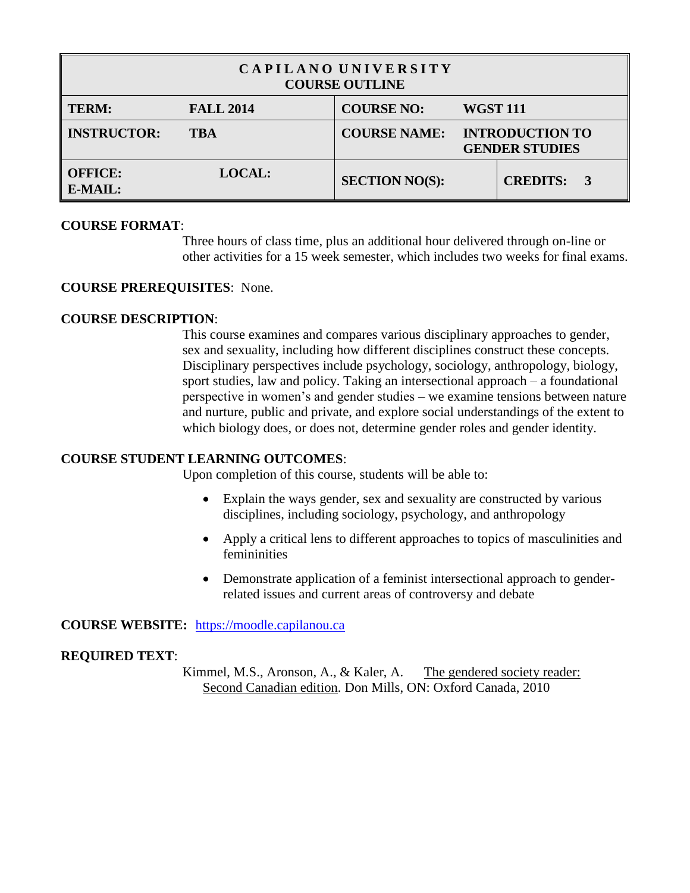| CAPILANO UNIVERSITY COURSE OUTLINE | | | |
|---|---|---|---|
| **TERM:** **FALL 2014** | | **COURSE NO:** **WGST 111** | |
| **INSTRUCTOR:** **TBA** | | **COURSE NAME:** **INTRODUCTION TO GENDER STUDIES** | |
| **OFFICE:** **E-MAIL:** | **LOCAL:** | **SECTION NO(S):** | **CREDITS: 3** |

**COURSE FORMAT**:

Three hours of class time, plus an additional hour delivered through on-line or other activities for a 15 week semester, which includes two weeks for final exams.

**COURSE PREREQUISITES**: None.

**COURSE DESCRIPTION**:

This course examines and compares various disciplinary approaches to gender, sex and sexuality, including how different disciplines construct these concepts. Disciplinary perspectives include psychology, sociology, anthropology, biology, sport studies, law and policy. Taking an intersectional approach – a foundational perspective in women's and gender studies – we examine tensions between nature and nurture, public and private, and explore social understandings of the extent to which biology does, or does not, determine gender roles and gender identity.

**COURSE STUDENT LEARNING OUTCOMES**:

Upon completion of this course, students will be able to:

- Explain the ways gender, sex and sexuality are constructed by various disciplines, including sociology, psychology, and anthropology
- Apply a critical lens to different approaches to topics of masculinities and femininities
- Demonstrate application of a feminist intersectional approach to gender-related issues and current areas of controversy and debate

**COURSE WEBSITE:** https://moodle.capilanou.ca

**REQUIRED TEXT**:

Kimmel, M.S., Aronson, A., & Kaler, A. The gendered society reader: Second Canadian edition. Don Mills, ON: Oxford Canada, 2010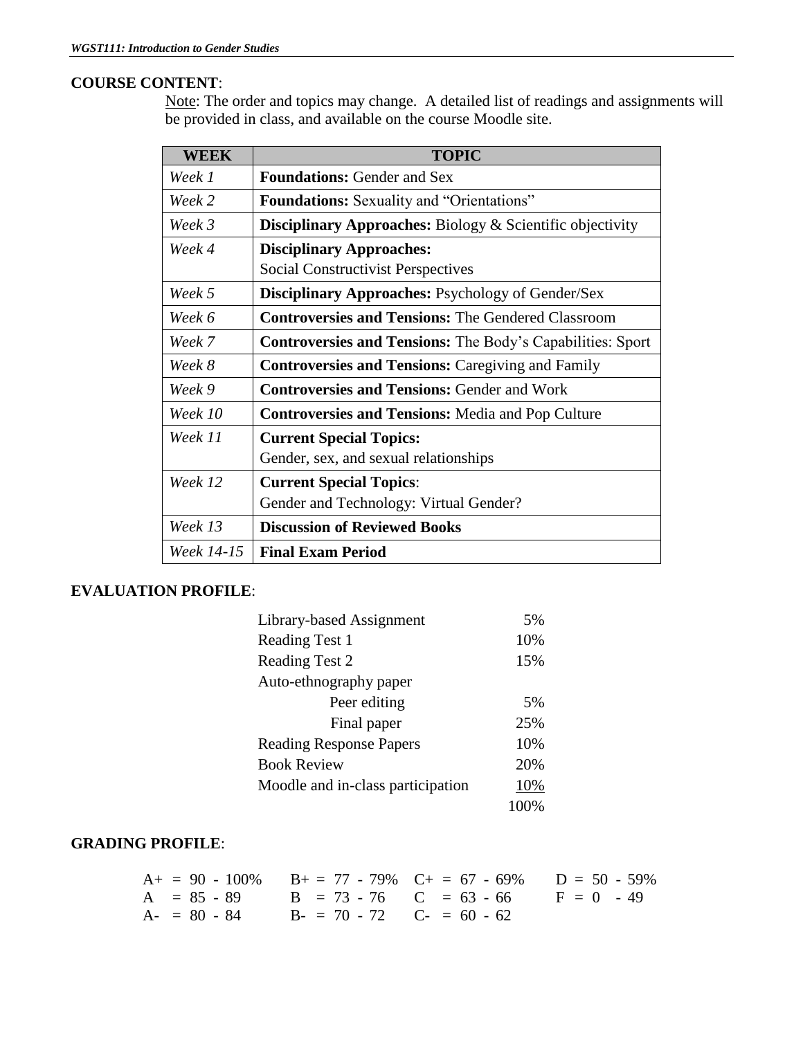**COURSE CONTENT**:

Note: The order and topics may change. A detailed list of readings and assignments will be provided in class, and available on the course Moodle site.

| WEEK | TOPIC |
|---|---|
| *Week 1* | **Foundations:** Gender and Sex |
| *Week 2* | **Foundations:** Sexuality and "Orientations" |
| *Week 3* | **Disciplinary Approaches:** Biology & Scientific objectivity |
| *Week 4* | **Disciplinary Approaches:** Social Constructivist Perspectives |
| *Week 5* | **Disciplinary Approaches:** Psychology of Gender/Sex |
| *Week 6* | **Controversies and Tensions:** The Gendered Classroom |
| *Week 7* | **Controversies and Tensions:** The Body's Capabilities: Sport |
| *Week 8* | **Controversies and Tensions:** Caregiving and Family |
| *Week 9* | **Controversies and Tensions:** Gender and Work |
| *Week 10* | **Controversies and Tensions:** Media and Pop Culture |
| *Week 11* | **Current Special Topics:** Gender, sex, and sexual relationships |
| *Week 12* | **Current Special Topics**: Gender and Technology: Virtual Gender? |
| *Week 13* | **Discussion of Reviewed Books** |
| *Week 14-15* | **Final Exam Period** |

**EVALUATION PROFILE**:

| | |
|---|---|
| Library-based Assignment | 5% |
| Reading Test 1 | 10% |
| Reading Test 2 | 15% |
| Auto-ethnography paper | |
| Peer editing | 5% |
| Final paper | 25% |
| Reading Response Papers | 10% |
| Book Review | 20% |
| Moodle and in-class participation | 10% |
| | 100% |

**GRADING PROFILE**:

| | | | |
|---|---|---|---|
| A+ = 90 - 100% | B+ = 77 - 79% | C+ = 67 - 69% | D = 50 - 59% |
| A = 85 - 89 | B = 73 - 76 | C = 63 - 66 | F = 0 - 49 |
| A- = 80 - 84 | B- = 70 - 72 | C- = 60 - 62 | |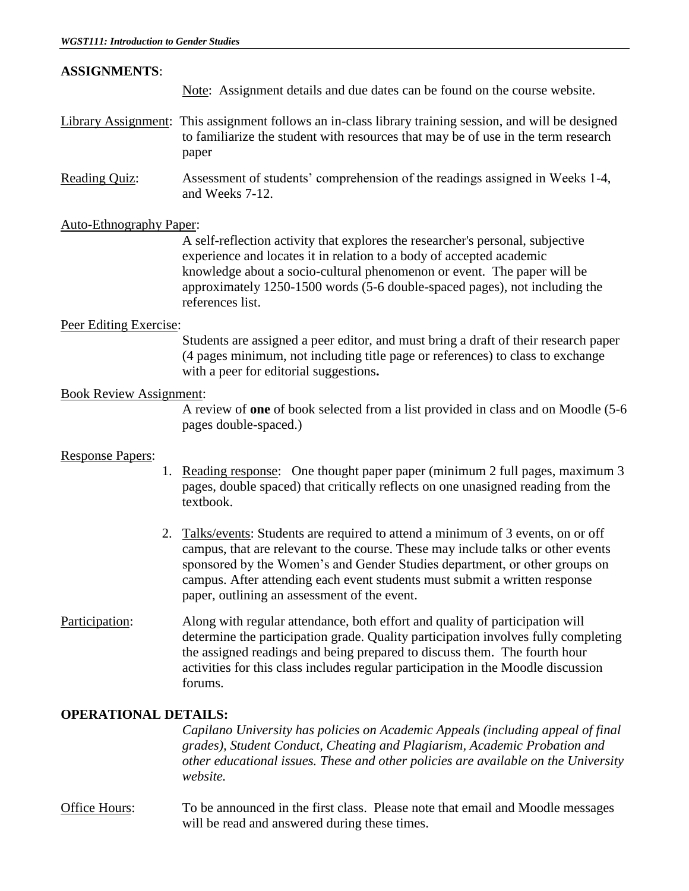## ASSIGNMENTS:

Note: Assignment details and due dates can be found on the course website.

Library Assignment: This assignment follows an in-class library training session, and will be designed to familiarize the student with resources that may be of use in the term research paper

Reading Quiz: Assessment of students' comprehension of the readings assigned in Weeks 1-4, and Weeks 7-12.

Auto-Ethnography Paper:

A self-reflection activity that explores the researcher's personal, subjective experience and locates it in relation to a body of accepted academic knowledge about a socio-cultural phenomenon or event. The paper will be approximately 1250-1500 words (5-6 double-spaced pages), not including the references list.

Peer Editing Exercise:

Students are assigned a peer editor, and must bring a draft of their research paper (4 pages minimum, not including title page or references) to class to exchange with a peer for editorial suggestions**.**

Book Review Assignment:

A review of **one** of book selected from a list provided in class and on Moodle (5-6 pages double-spaced.)

Response Papers:

1. Reading response: One thought paper paper (minimum 2 full pages, maximum 3 pages, double spaced) that critically reflects on one unasigned reading from the textbook.
2. Talks/events: Students are required to attend a minimum of 3 events, on or off campus, that are relevant to the course. These may include talks or other events sponsored by the Women's and Gender Studies department, or other groups on campus. After attending each event students must submit a written response paper, outlining an assessment of the event.

Participation: Along with regular attendance, both effort and quality of participation will determine the participation grade. Quality participation involves fully completing the assigned readings and being prepared to discuss them. The fourth hour activities for this class includes regular participation in the Moodle discussion forums.

## OPERATIONAL DETAILS:

*Capilano University has policies on Academic Appeals (including appeal of final grades), Student Conduct, Cheating and Plagiarism, Academic Probation and other educational issues. These and other policies are available on the University website.*

Office Hours: To be announced in the first class. Please note that email and Moodle messages will be read and answered during these times.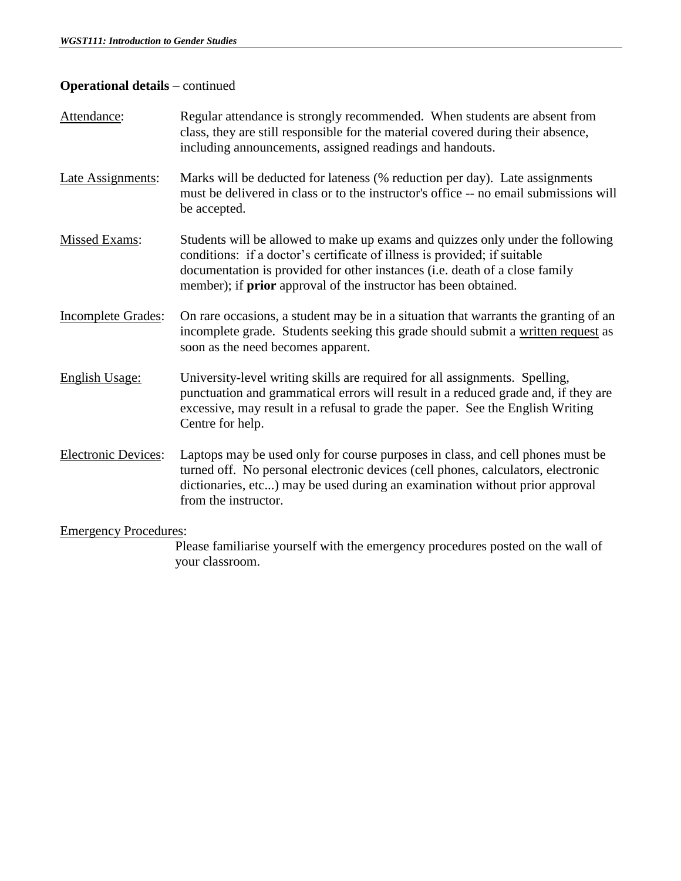**Operational details** – continued

Attendance: Regular attendance is strongly recommended. When students are absent from class, they are still responsible for the material covered during their absence, including announcements, assigned readings and handouts.

Late Assignments: Marks will be deducted for lateness (% reduction per day). Late assignments must be delivered in class or to the instructor's office -- no email submissions will be accepted.

Missed Exams: Students will be allowed to make up exams and quizzes only under the following conditions: if a doctor's certificate of illness is provided; if suitable documentation is provided for other instances (i.e. death of a close family member); if **prior** approval of the instructor has been obtained.

Incomplete Grades: On rare occasions, a student may be in a situation that warrants the granting of an incomplete grade. Students seeking this grade should submit a written request as soon as the need becomes apparent.

English Usage: University-level writing skills are required for all assignments. Spelling, punctuation and grammatical errors will result in a reduced grade and, if they are excessive, may result in a refusal to grade the paper. See the English Writing Centre for help.

Electronic Devices: Laptops may be used only for course purposes in class, and cell phones must be turned off. No personal electronic devices (cell phones, calculators, electronic dictionaries, etc...) may be used during an examination without prior approval from the instructor.

Emergency Procedures: Please familiarise yourself with the emergency procedures posted on the wall of your classroom.